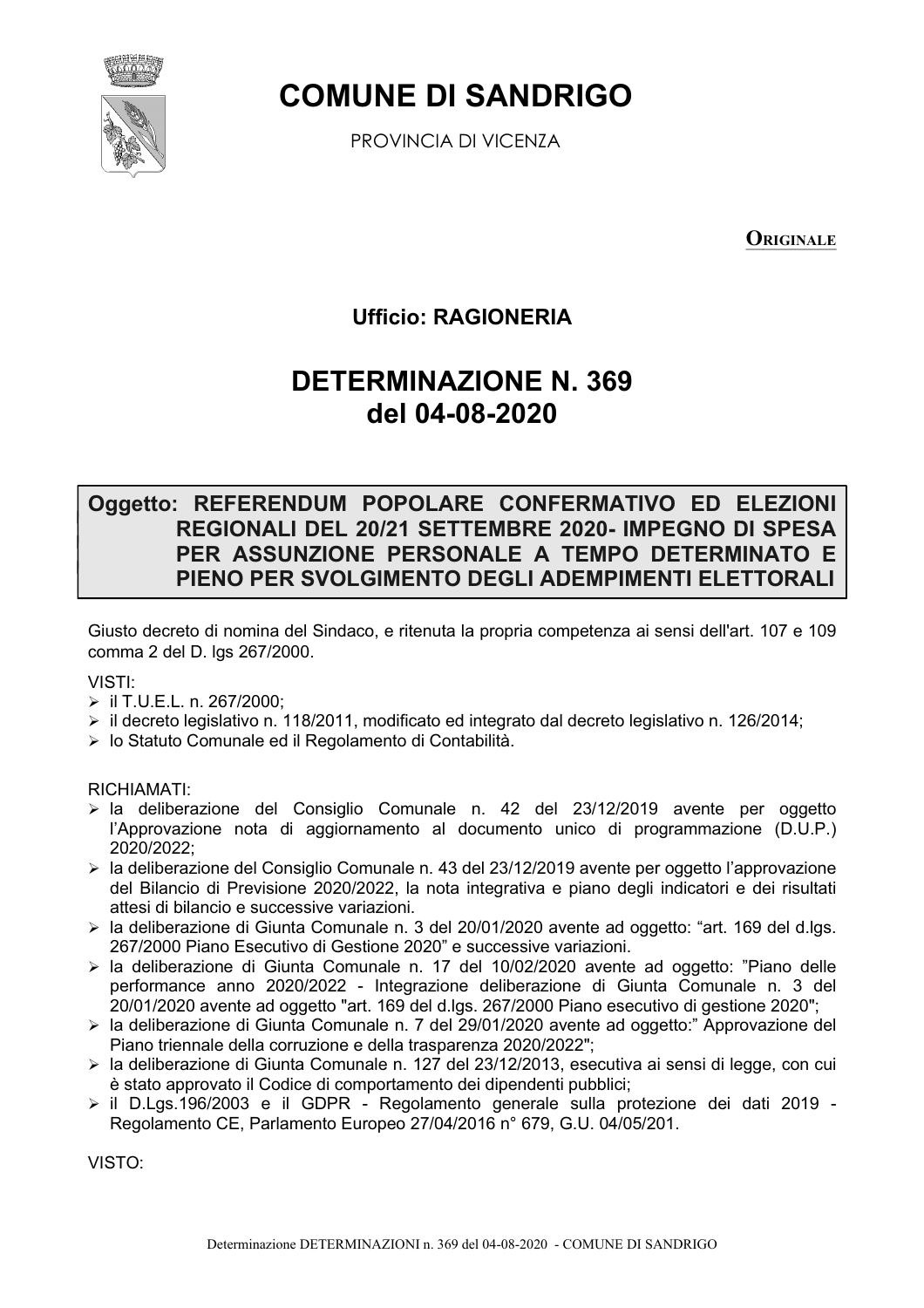# COMUNE DI SANDRIGO

PROVINCIA DI VICENZA

**ORIGINALE**

**Ufficio: RAGIONERIA**

## DETERMINAZIONE N. 369 del 04-08-2020

**Oggetto: REFERENDUM POPOLARE CONFERMATIVO ED ELEZIONI REGIONALI DEL 20/21 SETTEMBRE 2020- IMPEGNO DI SPESA PER ASSUNZIONE PERSONALE A TEMPO DETERMINATO E PIENO PER SVOLGIMENTO DEGLI ADEMPIMENTI ELETTORALI**

Giusto decreto di nomina del Sindaco, e ritenuta la propria competenza ai sensi dell'art. 107 e 109 comma 2 del D. lgs 267/2000.

VISTI:

- il T.U.E.L. n. 267/2000;
- il decreto legislativo n. 118/2011, modificato ed integrato dal decreto legislativo n. 126/2014;
- lo Statuto Comunale ed il Regolamento di Contabilità.

RICHIAMATI:

- la deliberazione del Consiglio Comunale n. 42 del 23/12/2019 avente per oggetto l'Approvazione nota di aggiornamento al documento unico di programmazione (D.U.P.) 2020/2022;
- la deliberazione del Consiglio Comunale n. 43 del 23/12/2019 avente per oggetto l'approvazione del Bilancio di Previsione 2020/2022, la nota integrativa e piano degli indicatori e dei risultati attesi di bilancio e successive variazioni.
- la deliberazione di Giunta Comunale n. 3 del 20/01/2020 avente ad oggetto: "art. 169 del d.lgs. 267/2000 Piano Esecutivo di Gestione 2020" e successive variazioni.
- la deliberazione di Giunta Comunale n. 17 del 10/02/2020 avente ad oggetto: "Piano delle performance anno 2020/2022 - Integrazione deliberazione di Giunta Comunale n. 3 del 20/01/2020 avente ad oggetto "art. 169 del d.lgs. 267/2000 Piano esecutivo di gestione 2020";
- la deliberazione di Giunta Comunale n. 7 del 29/01/2020 avente ad oggetto:" Approvazione del Piano triennale della corruzione e della trasparenza 2020/2022";
- la deliberazione di Giunta Comunale n. 127 del 23/12/2013, esecutiva ai sensi di legge, con cui è stato approvato il Codice di comportamento dei dipendenti pubblici;
- il D.Lgs.196/2003 e il GDPR - Regolamento generale sulla protezione dei dati 2019 - Regolamento CE, Parlamento Europeo 27/04/2016 n° 679, G.U. 04/05/201.

VISTO: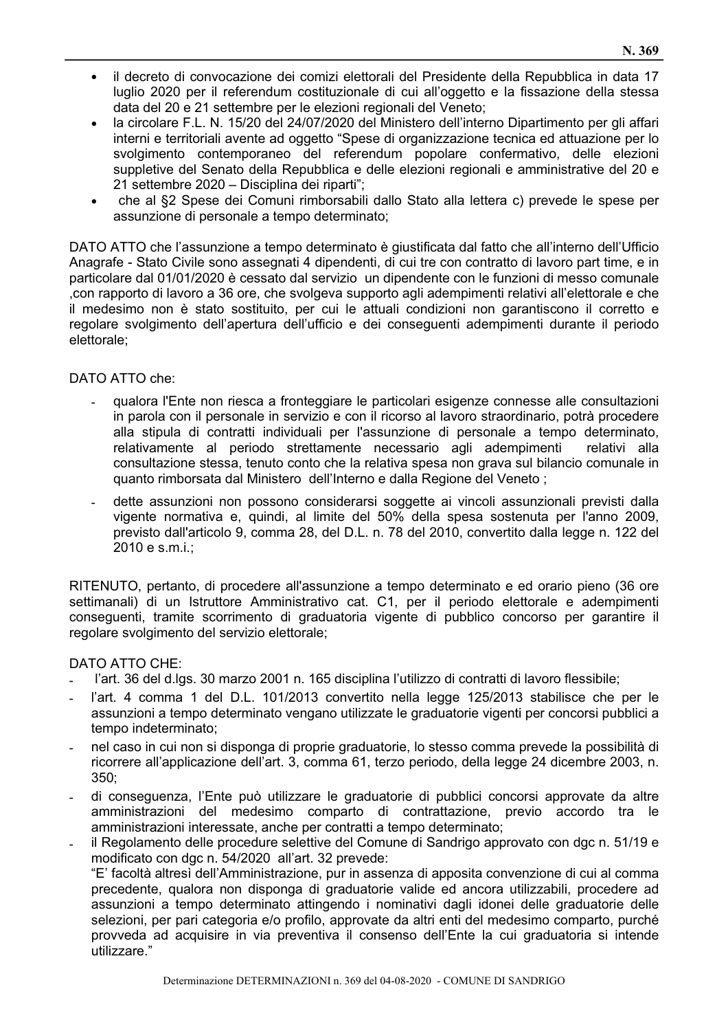- il decreto di convocazione dei comizi elettorali del Presidente della Repubblica in data 17 luglio 2020 per il referendum costituzionale di cui all'oggetto e la fissazione della stessa data del 20 e 21 settembre per le elezioni regionali del Veneto;
- la circolare F.L. N. 15/20 del 24/07/2020 del Ministero dell'interno Dipartimento per gli affari interni e territoriali avente ad oggetto "Spese di organizzazione tecnica ed attuazione per lo svolgimento contemporaneo del referendum popolare confermativo, delle elezioni suppletive del Senato della Repubblica e delle elezioni regionali e amministrative del 20 e 21 settembre 2020 – Disciplina dei riparti";
- che al §2 Spese dei Comuni rimborsabili dallo Stato alla lettera c) prevede le spese per assunzione di personale a tempo determinato;

DATO ATTO che l'assunzione a tempo determinato è giustificata dal fatto che all'interno dell'Ufficio Anagrafe - Stato Civile sono assegnati 4 dipendenti, di cui tre con contratto di lavoro part time, e in particolare dal 01/01/2020 è cessato dal servizio un dipendente con le funzioni di messo comunale ,con rapporto di lavoro a 36 ore, che svolgeva supporto agli adempimenti relativi all'elettorale e che il medesimo non è stato sostituito, per cui le attuali condizioni non garantiscono il corretto e regolare svolgimento dell'apertura dell'ufficio e dei conseguenti adempimenti durante il periodo elettorale;

DATO ATTO che:

- qualora l'Ente non riesca a fronteggiare le particolari esigenze connesse alle consultazioni in parola con il personale in servizio e con il ricorso al lavoro straordinario, potrà procedere alla stipula di contratti individuali per l'assunzione di personale a tempo determinato, relativamente al periodo strettamente necessario agli adempimenti relativi alla consultazione stessa, tenuto conto che la relativa spesa non grava sul bilancio comunale in quanto rimborsata dal Ministero dell'Interno e dalla Regione del Veneto ;
- dette assunzioni non possono considerarsi soggette ai vincoli assunzionali previsti dalla vigente normativa e, quindi, al limite del 50% della spesa sostenuta per l'anno 2009, previsto dall'articolo 9, comma 28, del D.L. n. 78 del 2010, convertito dalla legge n. 122 del 2010 e s.m.i.;

RITENUTO, pertanto, di procedere all'assunzione a tempo determinato e ed orario pieno (36 ore settimanali) di un Istruttore Amministrativo cat. C1, per il periodo elettorale e adempimenti conseguenti, tramite scorrimento di graduatoria vigente di pubblico concorso per garantire il regolare svolgimento del servizio elettorale;

DATO ATTO CHE:

- l'art. 36 del d.lgs. 30 marzo 2001 n. 165 disciplina l'utilizzo di contratti di lavoro flessibile;
- l'art. 4 comma 1 del D.L. 101/2013 convertito nella legge 125/2013 stabilisce che per le assunzioni a tempo determinato vengano utilizzate le graduatorie vigenti per concorsi pubblici a tempo indeterminato;
- nel caso in cui non si disponga di proprie graduatorie, lo stesso comma prevede la possibilità di ricorrere all'applicazione dell'art. 3, comma 61, terzo periodo, della legge 24 dicembre 2003, n. 350;
- di conseguenza, l'Ente può utilizzare le graduatorie di pubblici concorsi approvate da altre amministrazioni del medesimo comparto di contrattazione, previo accordo tra le amministrazioni interessate, anche per contratti a tempo determinato;
- il Regolamento delle procedure selettive del Comune di Sandrigo approvato con dgc n. 51/19 e modificato con dgc n. 54/2020 all'art. 32 prevede:
  "E' facoltà altresì dell'Amministrazione, pur in assenza di apposita convenzione di cui al comma precedente, qualora non disponga di graduatorie valide ed ancora utilizzabili, procedere ad assunzioni a tempo determinato attingendo i nominativi dagli idonei delle graduatorie delle selezioni, per pari categoria e/o profilo, approvate da altri enti del medesimo comparto, purché provveda ad acquisire in via preventiva il consenso dell'Ente la cui graduatoria si intende utilizzare."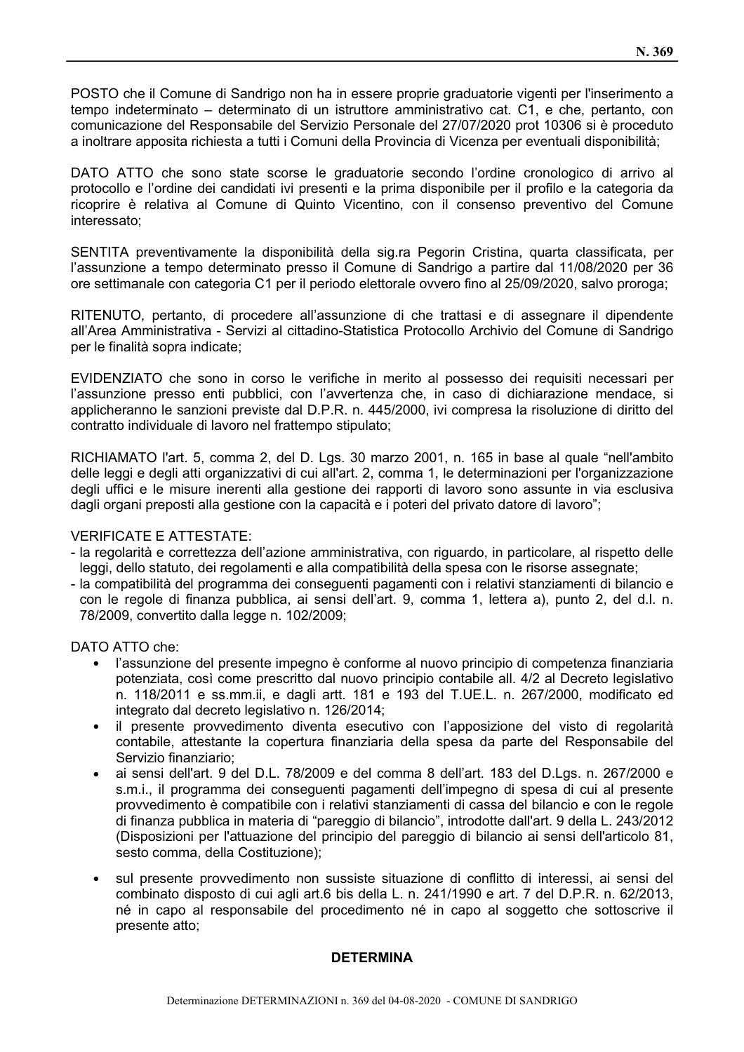POSTO che il Comune di Sandrigo non ha in essere proprie graduatorie vigenti per l'inserimento a tempo indeterminato – determinato di un istruttore amministrativo cat. C1, e che, pertanto, con comunicazione del Responsabile del Servizio Personale del 27/07/2020 prot 10306 si è proceduto a inoltrare apposita richiesta a tutti i Comuni della Provincia di Vicenza per eventuali disponibilità;

DATO ATTO che sono state scorse le graduatorie secondo l'ordine cronologico di arrivo al protocollo e l'ordine dei candidati ivi presenti e la prima disponibile per il profilo e la categoria da ricoprire è relativa al Comune di Quinto Vicentino, con il consenso preventivo del Comune interessato;

SENTITA preventivamente la disponibilità della sig.ra Pegorin Cristina, quarta classificata, per l'assunzione a tempo determinato presso il Comune di Sandrigo a partire dal 11/08/2020 per 36 ore settimanale con categoria C1 per il periodo elettorale ovvero fino al 25/09/2020, salvo proroga;

RITENUTO, pertanto, di procedere all'assunzione di che trattasi e di assegnare il dipendente all'Area Amministrativa - Servizi al cittadino-Statistica Protocollo Archivio del Comune di Sandrigo per le finalità sopra indicate;

EVIDENZIATO che sono in corso le verifiche in merito al possesso dei requisiti necessari per l'assunzione presso enti pubblici, con l'avvertenza che, in caso di dichiarazione mendace, si applicheranno le sanzioni previste dal D.P.R. n. 445/2000, ivi compresa la risoluzione di diritto del contratto individuale di lavoro nel frattempo stipulato;

RICHIAMATO l'art. 5, comma 2, del D. Lgs. 30 marzo 2001, n. 165 in base al quale "nell'ambito delle leggi e degli atti organizzativi di cui all'art. 2, comma 1, le determinazioni per l'organizzazione degli uffici e le misure inerenti alla gestione dei rapporti di lavoro sono assunte in via esclusiva dagli organi preposti alla gestione con la capacità e i poteri del privato datore di lavoro";

VERIFICATE E ATTESTATE:
- la regolarità e correttezza dell'azione amministrativa, con riguardo, in particolare, al rispetto delle leggi, dello statuto, dei regolamenti e alla compatibilità della spesa con le risorse assegnate;
- la compatibilità del programma dei conseguenti pagamenti con i relativi stanziamenti di bilancio e con le regole di finanza pubblica, ai sensi dell'art. 9, comma 1, lettera a), punto 2, del d.l. n. 78/2009, convertito dalla legge n. 102/2009;

DATO ATTO che:

- l'assunzione del presente impegno è conforme al nuovo principio di competenza finanziaria potenziata, così come prescritto dal nuovo principio contabile all. 4/2 al Decreto legislativo n. 118/2011 e ss.mm.ii, e dagli artt. 181 e 193 del T.UE.L. n. 267/2000, modificato ed integrato dal decreto legislativo n. 126/2014;
- il presente provvedimento diventa esecutivo con l'apposizione del visto di regolarità contabile, attestante la copertura finanziaria della spesa da parte del Responsabile del Servizio finanziario;
- ai sensi dell'art. 9 del D.L. 78/2009 e del comma 8 dell'art. 183 del D.Lgs. n. 267/2000 e s.m.i., il programma dei conseguenti pagamenti dell'impegno di spesa di cui al presente provvedimento è compatibile con i relativi stanziamenti di cassa del bilancio e con le regole di finanza pubblica in materia di "pareggio di bilancio", introdotte dall'art. 9 della L. 243/2012 (Disposizioni per l'attuazione del principio del pareggio di bilancio ai sensi dell'articolo 81, sesto comma, della Costituzione);
- sul presente provvedimento non sussiste situazione di conflitto di interessi, ai sensi del combinato disposto di cui agli art.6 bis della L. n. 241/1990 e art. 7 del D.P.R. n. 62/2013, né in capo al responsabile del procedimento né in capo al soggetto che sottoscrive il presente atto;

**DETERMINA**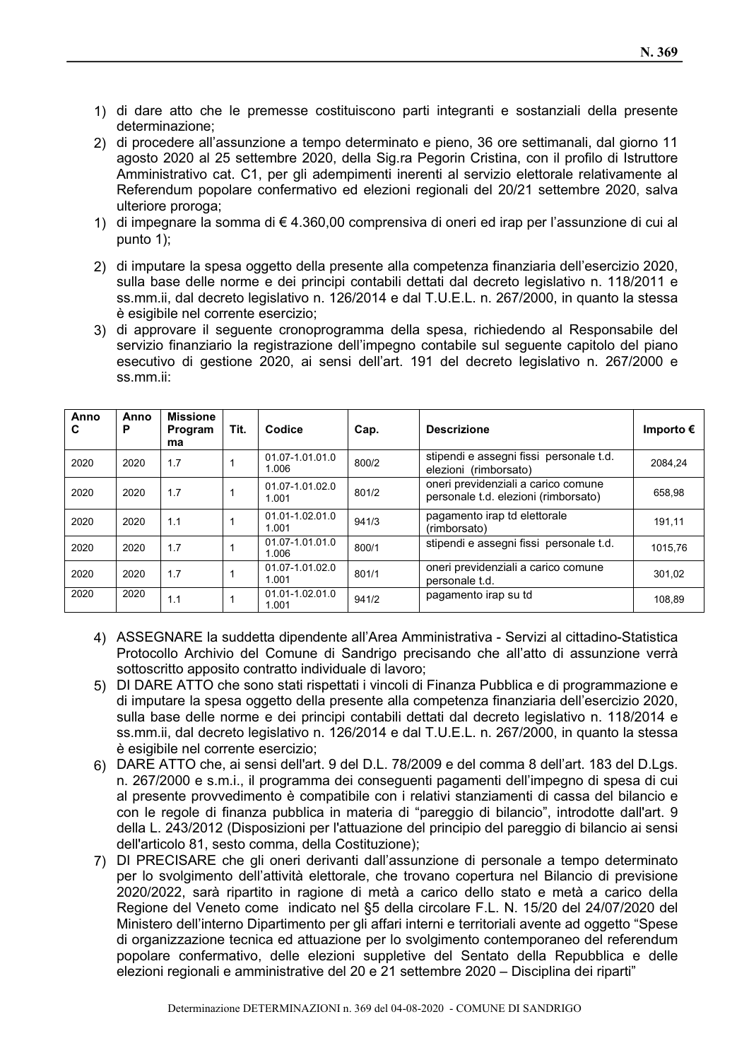1) di dare atto che le premesse costituiscono parti integranti e sostanziali della presente determinazione;
2) di procedere all'assunzione a tempo determinato e pieno, 36 ore settimanali, dal giorno 11 agosto 2020 al 25 settembre 2020, della Sig.ra Pegorin Cristina, con il profilo di Istruttore Amministrativo cat. C1, per gli adempimenti inerenti al servizio elettorale relativamente al Referendum popolare confermativo ed elezioni regionali del 20/21 settembre 2020, salva ulteriore proroga;

1) di impegnare la somma di € 4.360,00 comprensiva di oneri ed irap per l'assunzione di cui al punto 1);
2) di imputare la spesa oggetto della presente alla competenza finanziaria dell'esercizio 2020, sulla base delle norme e dei principi contabili dettati dal decreto legislativo n. 118/2011 e ss.mm.ii, dal decreto legislativo n. 126/2014 e dal T.U.E.L. n. 267/2000, in quanto la stessa è esigibile nel corrente esercizio;
3) di approvare il seguente cronoprogramma della spesa, richiedendo al Responsabile del servizio finanziario la registrazione dell'impegno contabile sul seguente capitolo del piano esecutivo di gestione 2020, ai sensi dell'art. 191 del decreto legislativo n. 267/2000 e ss.mm.ii:

| Anno C | Anno P | Missione Programma | Tit. | Codice | Cap. | Descrizione | Importo € |
|---|---|---|---|---|---|---|---|
| 2020 | 2020 | 1.7 | 1 | 01.07-1.01.01.01.006 | 800/2 | stipendi e assegni fissi personale t.d. elezioni (rimborsato) | 2084,24 |
| 2020 | 2020 | 1.7 | 1 | 01.07-1.01.02.01.001 | 801/2 | oneri previdenziali a carico comune personale t.d. elezioni (rimborsato) | 658,98 |
| 2020 | 2020 | 1.1 | 1 | 01.01-1.02.01.01.001 | 941/3 | pagamento irap td elettorale (rimborsato) | 191,11 |
| 2020 | 2020 | 1.7 | 1 | 01.07-1.01.01.01.006 | 800/1 | stipendi e assegni fissi personale t.d. | 1015,76 |
| 2020 | 2020 | 1.7 | 1 | 01.07-1.01.02.01.001 | 801/1 | oneri previdenziali a carico comune personale t.d. | 301,02 |
| 2020 | 2020 | 1.1 | 1 | 01.01-1.02.01.01.001 | 941/2 | pagamento irap su td | 108,89 |

4) ASSEGNARE la suddetta dipendente all'Area Amministrativa - Servizi al cittadino-Statistica Protocollo Archivio del Comune di Sandrigo precisando che all'atto di assunzione verrà sottoscritto apposito contratto individuale di lavoro;
5) DI DARE ATTO che sono stati rispettati i vincoli di Finanza Pubblica e di programmazione e di imputare la spesa oggetto della presente alla competenza finanziaria dell'esercizio 2020, sulla base delle norme e dei principi contabili dettati dal decreto legislativo n. 118/2014 e ss.mm.ii, dal decreto legislativo n. 126/2014 e dal T.U.E.L. n. 267/2000, in quanto la stessa è esigibile nel corrente esercizio;
6) DARE ATTO che, ai sensi dell'art. 9 del D.L. 78/2009 e del comma 8 dell'art. 183 del D.Lgs. n. 267/2000 e s.m.i., il programma dei conseguenti pagamenti dell'impegno di spesa di cui al presente provvedimento è compatibile con i relativi stanziamenti di cassa del bilancio e con le regole di finanza pubblica in materia di "pareggio di bilancio", introdotte dall'art. 9 della L. 243/2012 (Disposizioni per l'attuazione del principio del pareggio di bilancio ai sensi dell'articolo 81, sesto comma, della Costituzione);
7) DI PRECISARE che gli oneri derivanti dall'assunzione di personale a tempo determinato per lo svolgimento dell'attività elettorale, che trovano copertura nel Bilancio di previsione 2020/2022, sarà ripartito in ragione di metà a carico dello stato e metà a carico della Regione del Veneto come indicato nel §5 della circolare F.L. N. 15/20 del 24/07/2020 del Ministero dell'interno Dipartimento per gli affari interni e territoriali avente ad oggetto "Spese di organizzazione tecnica ed attuazione per lo svolgimento contemporaneo del referendum popolare confermativo, delle elezioni suppletive del Sentato della Repubblica e delle elezioni regionali e amministrative del 20 e 21 settembre 2020 – Disciplina dei riparti"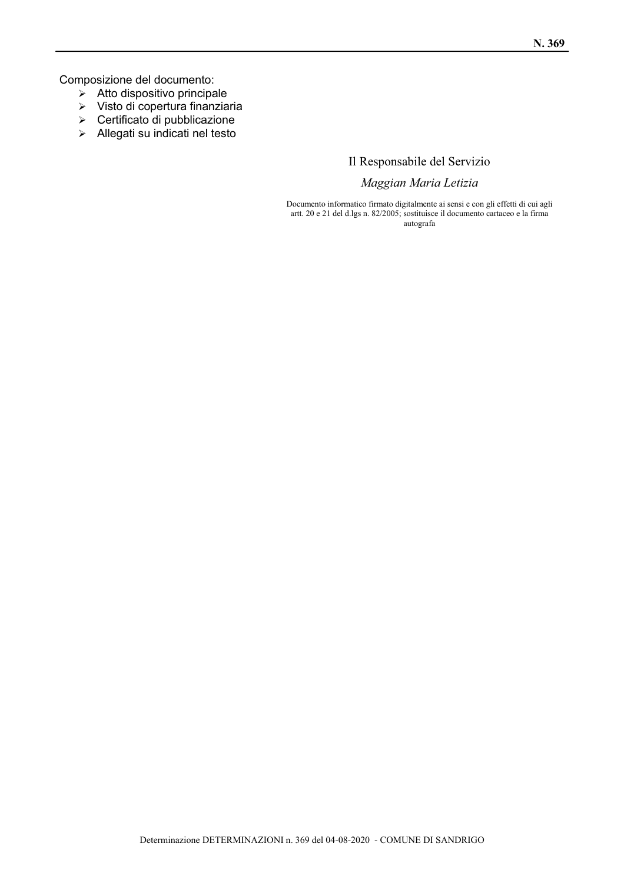Composizione del documento:

- Atto dispositivo principale
- Visto di copertura finanziaria
- Certificato di pubblicazione
- Allegati su indicati nel testo

Il Responsabile del Servizio

*Maggian Maria Letizia*

Documento informatico firmato digitalmente ai sensi e con gli effetti di cui agli artt. 20 e 21 del d.lgs n. 82/2005; sostituisce il documento cartaceo e la firma autografa